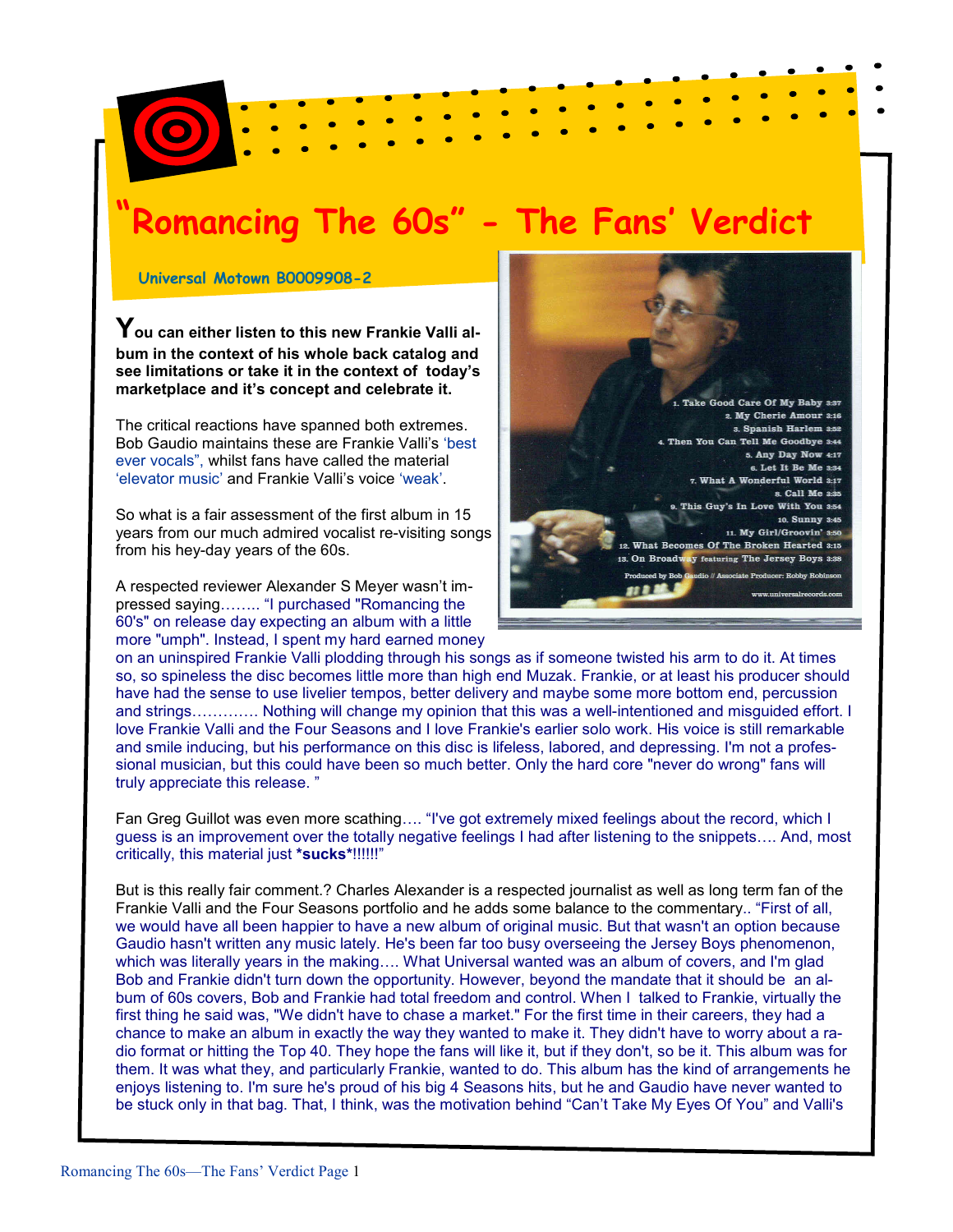# "Romancing The 60s" - The Fans' Verdict

**Universal Motown B0009908-2**

**You can either listen to this new Frankie Valli album in the context of his whole back catalog and see limitations or take it in the context of today's marketplace and it's concept and celebrate it.**

The critical reactions have spanned both extremes. Bob Gaudio maintains these are Frankie Valli's 'best ever vocals", whilst fans have called the material 'elevator music' and Frankie Valli's voice 'weak'.

So what is a fair assessment of the first album in 15 years from our much admired vocalist re-visiting songs from his hey-day years of the 60s.

1. Take Good Care Of My Baby 3:37
2. My Cherie Amour 3:16
3. Spanish Harlem 3:32
4. Then You Can Tell Me Goodbye 3:44
5. Any Day Now 4:17
6. Let It Be Me 3:34
7. What A Wonderful World 3:17
8. Call Me 3:35
9. This Guy's In Love With You 3:54
10. Sunny 3:45
11. My Girl/Groovin' 3:50
12. What Becomes Of The Broken Hearted 3:15
13. On Broadway featuring The Jersey Boys 3:38

Produced by Bob Gaudio // Associate Producer: Robby Robinson

www.universalrecords.com

A respected reviewer Alexander S Meyer wasn't impressed saying…….. "I purchased "Romancing the 60's" on release day expecting an album with a little more "umph". Instead, I spent my hard earned money on an uninspired Frankie Valli plodding through his songs as if someone twisted his arm to do it. At times so, so spineless the disc becomes little more than high end Muzak. Frankie, or at least his producer should have had the sense to use livelier tempos, better delivery and maybe some more bottom end, percussion and strings…………. Nothing will change my opinion that this was a well-intentioned and misguided effort. I love Frankie Valli and the Four Seasons and I love Frankie's earlier solo work. His voice is still remarkable and smile inducing, but his performance on this disc is lifeless, labored, and depressing. I'm not a professional musician, but this could have been so much better. Only the hard core "never do wrong" fans will truly appreciate this release. "

Fan Greg Guillot was even more scathing…. "I've got extremely mixed feelings about the record, which I guess is an improvement over the totally negative feelings I had after listening to the snippets…. And, most critically, this material just ***sucks***!!!!!!"

But is this really fair comment.? Charles Alexander is a respected journalist as well as long term fan of the Frankie Valli and the Four Seasons portfolio and he adds some balance to the commentary.. "First of all, we would have all been happier to have a new album of original music. But that wasn't an option because Gaudio hasn't written any music lately. He's been far too busy overseeing the Jersey Boys phenomenon, which was literally years in the making…. What Universal wanted was an album of covers, and I'm glad Bob and Frankie didn't turn down the opportunity. However, beyond the mandate that it should be an album of 60s covers, Bob and Frankie had total freedom and control. When I talked to Frankie, virtually the first thing he said was, "We didn't have to chase a market." For the first time in their careers, they had a chance to make an album in exactly the way they wanted to make it. They didn't have to worry about a radio format or hitting the Top 40. They hope the fans will like it, but if they don't, so be it. This album was for them. It was what they, and particularly Frankie, wanted to do. This album has the kind of arrangements he enjoys listening to. I'm sure he's proud of his big 4 Seasons hits, but he and Gaudio have never wanted to be stuck only in that bag. That, I think, was the motivation behind "Can't Take My Eyes Of You" and Valli's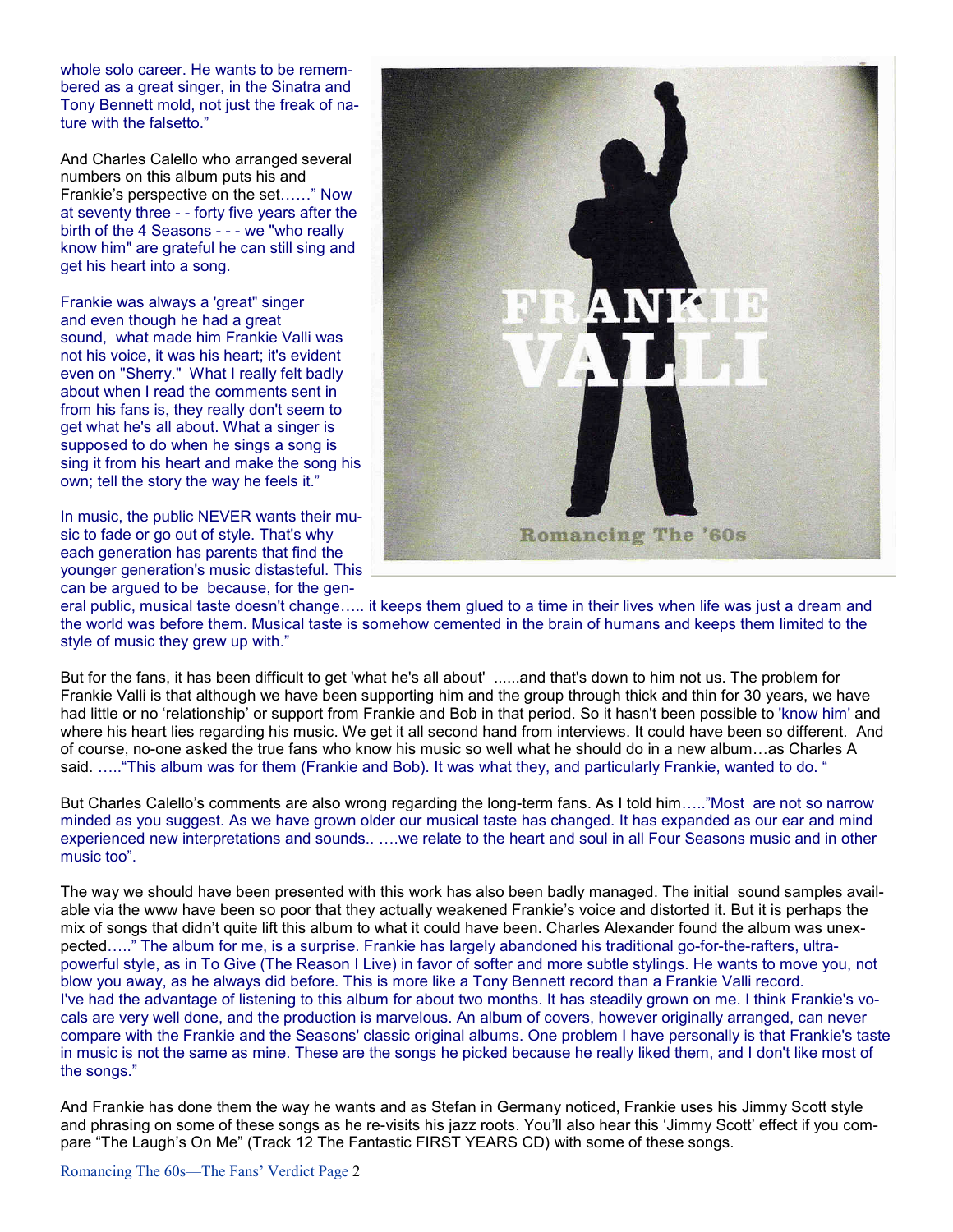whole solo career. He wants to be remembered as a great singer, in the Sinatra and Tony Bennett mold, not just the freak of nature with the falsetto."

And Charles Calello who arranged several numbers on this album puts his and Frankie's perspective on the set……" Now at seventy three - - forty five years after the birth of the 4 Seasons - - - we "who really know him" are grateful he can still sing and get his heart into a song.

Frankie was always a 'great" singer and even though he had a great sound, what made him Frankie Valli was not his voice, it was his heart; it's evident even on "Sherry." What I really felt badly about when I read the comments sent in from his fans is, they really don't seem to get what he's all about. What a singer is supposed to do when he sings a song is sing it from his heart and make the song his own; tell the story the way he feels it."

In music, the public NEVER wants their music to fade or go out of style. That's why each generation has parents that find the younger generation's music distasteful. This can be argued to be because, for the general public, musical taste doesn't change….. it keeps them glued to a time in their lives when life was just a dream and the world was before them. Musical taste is somehow cemented in the brain of humans and keeps them limited to the style of music they grew up with."

But for the fans, it has been difficult to get 'what he's all about' ......and that's down to him not us. The problem for Frankie Valli is that although we have been supporting him and the group through thick and thin for 30 years, we have had little or no 'relationship' or support from Frankie and Bob in that period. So it hasn't been possible to 'know him' and where his heart lies regarding his music. We get it all second hand from interviews. It could have been so different. And of course, no-one asked the true fans who know his music so well what he should do in a new album…as Charles A said. ….."This album was for them (Frankie and Bob). It was what they, and particularly Frankie, wanted to do. "

But Charles Calello's comments are also wrong regarding the long-term fans. As I told him….."Most are not so narrow minded as you suggest. As we have grown older our musical taste has changed. It has expanded as our ear and mind experienced new interpretations and sounds.. ….we relate to the heart and soul in all Four Seasons music and in other music too".

The way we should have been presented with this work has also been badly managed. The initial sound samples available via the www have been so poor that they actually weakened Frankie's voice and distorted it. But it is perhaps the mix of songs that didn't quite lift this album to what it could have been. Charles Alexander found the album was unexpected….." The album for me, is a surprise. Frankie has largely abandoned his traditional go-for-the-rafters, ultra-powerful style, as in To Give (The Reason I Live) in favor of softer and more subtle stylings. He wants to move you, not blow you away, as he always did before. This is more like a Tony Bennett record than a Frankie Valli record.
I've had the advantage of listening to this album for about two months. It has steadily grown on me. I think Frankie's vocals are very well done, and the production is marvelous. An album of covers, however originally arranged, can never compare with the Frankie and the Seasons' classic original albums. One problem I have personally is that Frankie's taste in music is not the same as mine. These are the songs he picked because he really liked them, and I don't like most of the songs."

And Frankie has done them the way he wants and as Stefan in Germany noticed, Frankie uses his Jimmy Scott style and phrasing on some of these songs as he re-visits his jazz roots. You'll also hear this 'Jimmy Scott' effect if you compare "The Laugh's On Me" (Track 12 The Fantastic FIRST YEARS CD) with some of these songs.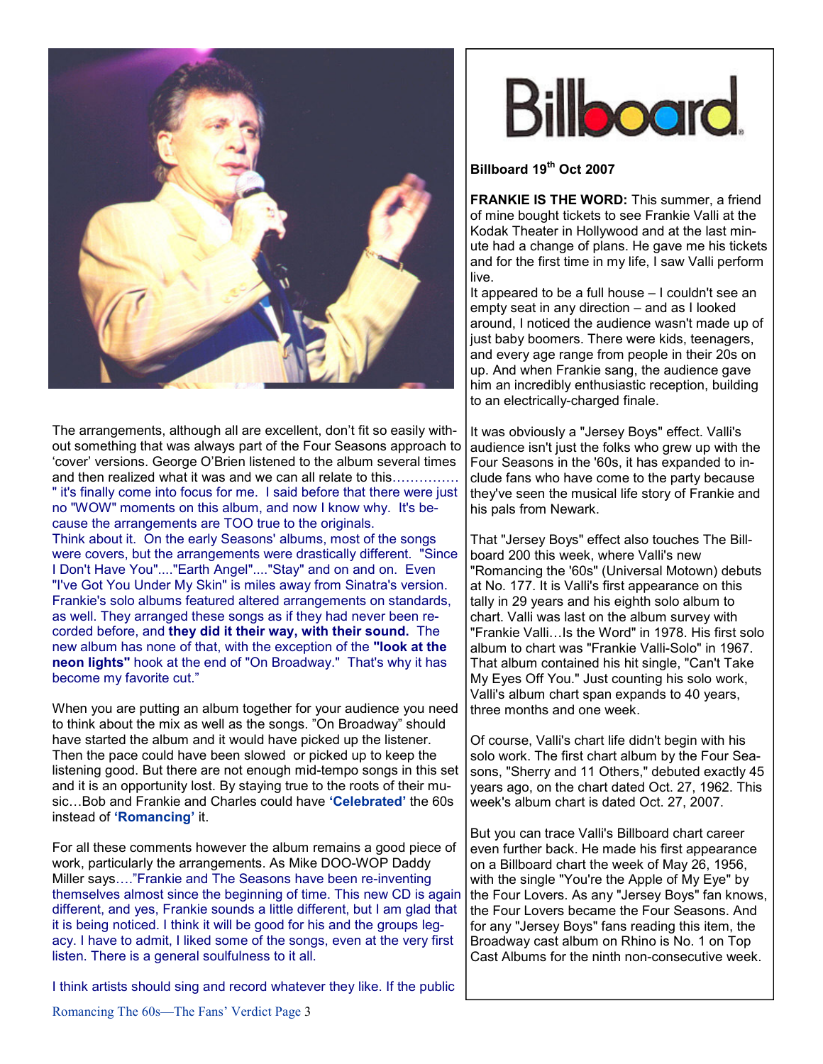The arrangements, although all are excellent, don't fit so easily without something that was always part of the Four Seasons approach to 'cover' versions. George O'Brien listened to the album several times and then realized what it was and we can all relate to this…………… " it's finally come into focus for me. I said before that there were just no "WOW" moments on this album, and now I know why. It's because the arrangements are TOO true to the originals.

Think about it. On the early Seasons' albums, most of the songs were covers, but the arrangements were drastically different. "Since I Don't Have You"...."Earth Angel"...."Stay" and on and on. Even "I've Got You Under My Skin" is miles away from Sinatra's version. Frankie's solo albums featured altered arrangements on standards, as well. They arranged these songs as if they had never been recorded before, and **they did it their way, with their sound.** The new album has none of that, with the exception of the **"look at the neon lights"** hook at the end of "On Broadway." That's why it has become my favorite cut."

When you are putting an album together for your audience you need to think about the mix as well as the songs. "On Broadway" should have started the album and it would have picked up the listener. Then the pace could have been slowed or picked up to keep the listening good. But there are not enough mid-tempo songs in this set and it is an opportunity lost. By staying true to the roots of their music…Bob and Frankie and Charles could have **'Celebrated'** the 60s instead of **'Romancing'** it.

For all these comments however the album remains a good piece of work, particularly the arrangements. As Mike DOO-WOP Daddy Miller says…."Frankie and The Seasons have been re-inventing themselves almost since the beginning of time. This new CD is again different, and yes, Frankie sounds a little different, but I am glad that it is being noticed. I think it will be good for his and the groups legacy. I have to admit, I liked some of the songs, even at the very first listen. There is a general soulfulness to it all.

I think artists should sing and record whatever they like. If the public

Billboard

**Billboard 19th Oct 2007**

**FRANKIE IS THE WORD:** This summer, a friend of mine bought tickets to see Frankie Valli at the Kodak Theater in Hollywood and at the last minute had a change of plans. He gave me his tickets and for the first time in my life, I saw Valli perform live.

It appeared to be a full house – I couldn't see an empty seat in any direction – and as I looked around, I noticed the audience wasn't made up of just baby boomers. There were kids, teenagers, and every age range from people in their 20s on up. And when Frankie sang, the audience gave him an incredibly enthusiastic reception, building to an electrically-charged finale.

It was obviously a "Jersey Boys" effect. Valli's audience isn't just the folks who grew up with the Four Seasons in the '60s, it has expanded to include fans who have come to the party because they've seen the musical life story of Frankie and his pals from Newark.

That "Jersey Boys" effect also touches The Billboard 200 this week, where Valli's new "Romancing the '60s" (Universal Motown) debuts at No. 177. It is Valli's first appearance on this tally in 29 years and his eighth solo album to chart. Valli was last on the album survey with "Frankie Valli…Is the Word" in 1978. His first solo album to chart was "Frankie Valli-Solo" in 1967. That album contained his hit single, "Can't Take My Eyes Off You." Just counting his solo work, Valli's album chart span expands to 40 years, three months and one week.

Of course, Valli's chart life didn't begin with his solo work. The first chart album by the Four Seasons, "Sherry and 11 Others," debuted exactly 45 years ago, on the chart dated Oct. 27, 1962. This week's album chart is dated Oct. 27, 2007.

But you can trace Valli's Billboard chart career even further back. He made his first appearance on a Billboard chart the week of May 26, 1956, with the single "You're the Apple of My Eye" by the Four Lovers. As any "Jersey Boys" fan knows, the Four Lovers became the Four Seasons. And for any "Jersey Boys" fans reading this item, the Broadway cast album on Rhino is No. 1 on Top Cast Albums for the ninth non-consecutive week.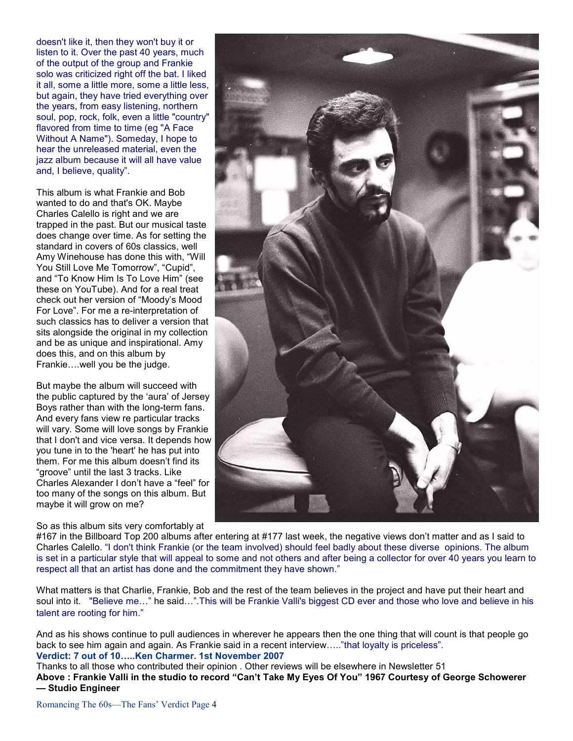doesn't like it, then they won't buy it or listen to it. Over the past 40 years, much of the output of the group and Frankie solo was criticized right off the bat. I liked it all, some a little more, some a little less, but again, they have tried everything over the years, from easy listening, northern soul, pop, rock, folk, even a little "country" flavored from time to time (eg "A Face Without A Name"). Someday, I hope to hear the unreleased material, even the jazz album because it will all have value and, I believe, quality".

This album is what Frankie and Bob wanted to do and that's OK. Maybe Charles Calello is right and we are trapped in the past. But our musical taste does change over time. As for setting the standard in covers of 60s classics, well Amy Winehouse has done this with, "Will You Still Love Me Tomorrow", "Cupid", and "To Know Him Is To Love Him" (see these on YouTube). And for a real treat check out her version of "Moody's Mood For Love". For me a re-interpretation of such classics has to deliver a version that sits alongside the original in my collection and be as unique and inspirational. Amy does this, and on this album by Frankie….well you be the judge.

But maybe the album will succeed with the public captured by the 'aura' of Jersey Boys rather than with the long-term fans. And every fans view re particular tracks will vary. Some will love songs by Frankie that I don't and vice versa. It depends how you tune in to the 'heart' he has put into them. For me this album doesn't find its "groove" until the last 3 tracks. Like Charles Alexander I don't have a "feel" for too many of the songs on this album. But maybe it will grow on me?

So as this album sits very comfortably at #167 in the Billboard Top 200 albums after entering at #177 last week, the negative views don't matter and as I said to Charles Calello. "I don't think Frankie (or the team involved) should feel badly about these diverse opinions. The album is set in a particular style that will appeal to some and not others and after being a collector for over 40 years you learn to respect all that an artist has done and the commitment they have shown."

What matters is that Charlie, Frankie, Bob and the rest of the team believes in the project and have put their heart and soul into it. "Believe me…" he said…".This will be Frankie Valli's biggest CD ever and those who love and believe in his talent are rooting for him."

And as his shows continue to pull audiences in wherever he appears then the one thing that will count is that people go back to see him again and again. As Frankie said in a recent interview….."that loyalty is priceless".

**Verdict: 7 out of 10…..Ken Charmer. 1st November 2007**

Thanks to all those who contributed their opinion . Other reviews will be elsewhere in Newsletter 51

**Above : Frankie Valli in the studio to record "Can't Take My Eyes Of You" 1967 Courtesy of George Schowerer — Studio Engineer**